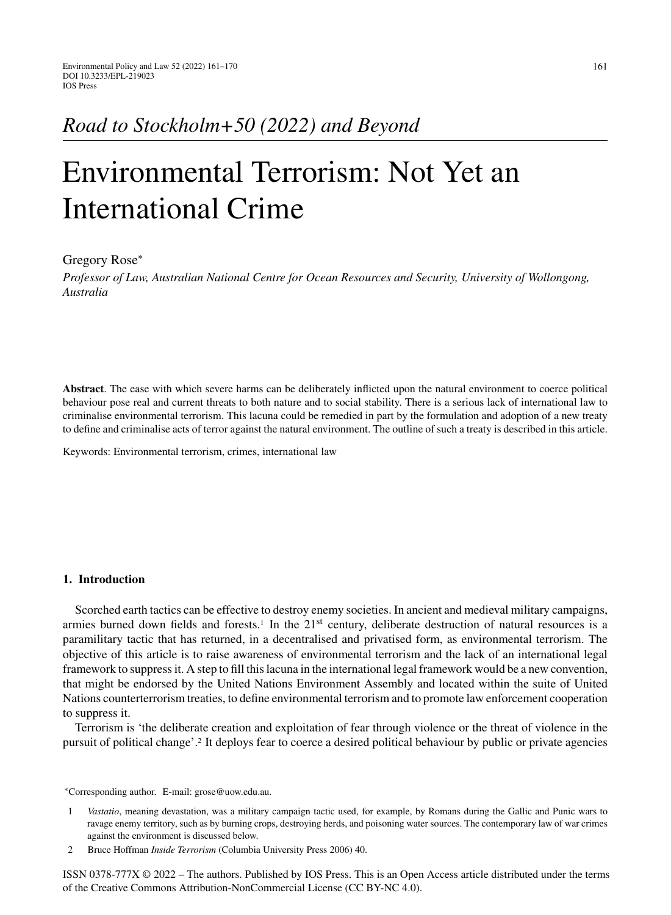*Road to Stockholm+50 (2022) and Beyond*

# Environmental Terrorism: Not Yet an International Crime

Gregory Rose*

*Professor of Law, Australian National Centre for Ocean Resources and Security, University of Wollongong, Australia*

**Abstract**. The ease with which severe harms can be deliberately inflicted upon the natural environment to coerce political behaviour pose real and current threats to both nature and to social stability. There is a serious lack of international law to criminalise environmental terrorism. This lacuna could be remedied in part by the formulation and adoption of a new treaty to define and criminalise acts of terror against the natural environment. The outline of such a treaty is described in this article.

Keywords: Environmental terrorism, crimes, international law

## 1. Introduction

Scorched earth tactics can be effective to destroy enemy societies. In ancient and medieval military campaigns, armies burned down fields and forests.[1] In the 21st century, deliberate destruction of natural resources is a paramilitary tactic that has returned, in a decentralised and privatised form, as environmental terrorism. The objective of this article is to raise awareness of environmental terrorism and the lack of an international legal framework to suppress it. A step to fill this lacuna in the international legal framework would be a new convention, that might be endorsed by the United Nations Environment Assembly and located within the suite of United Nations counterterrorism treaties, to define environmental terrorism and to promote law enforcement cooperation to suppress it.

Terrorism is 'the deliberate creation and exploitation of fear through violence or the threat of violence in the pursuit of political change'.[2] It deploys fear to coerce a desired political behaviour by public or private agencies

*Corresponding author. E-mail: grose@uow.edu.au.

1 *Vastatio*, meaning devastation, was a military campaign tactic used, for example, by Romans during the Gallic and Punic wars to ravage enemy territory, such as by burning crops, destroying herds, and poisoning water sources. The contemporary law of war crimes against the environment is discussed below.

2 Bruce Hoffman *Inside Terrorism* (Columbia University Press 2006) 40.

ISSN 0378-777X © 2022 – The authors. Published by IOS Press. This is an Open Access article distributed under the terms of the Creative Commons Attribution-NonCommercial License (CC BY-NC 4.0).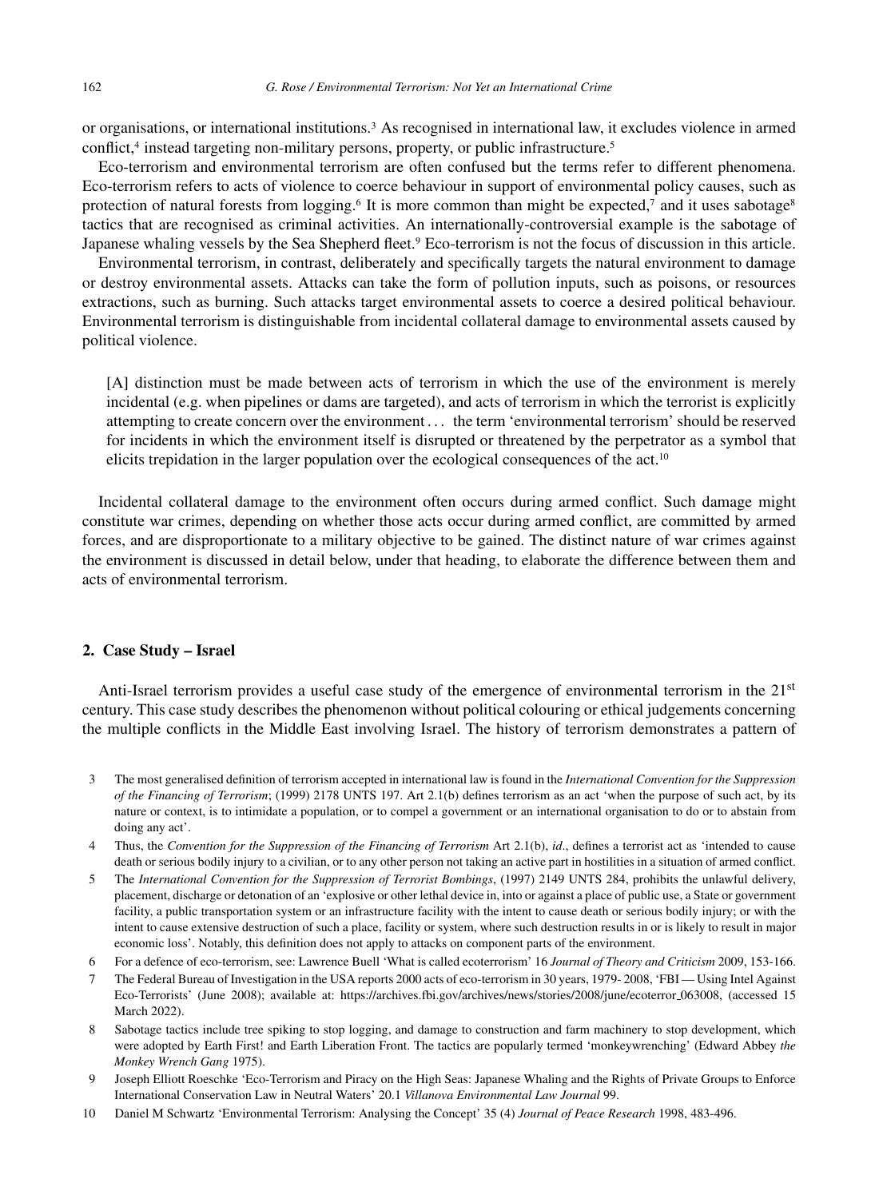or organisations, or international institutions.[3] As recognised in international law, it excludes violence in armed conflict,[4] instead targeting non-military persons, property, or public infrastructure.[5]

Eco-terrorism and environmental terrorism are often confused but the terms refer to different phenomena. Eco-terrorism refers to acts of violence to coerce behaviour in support of environmental policy causes, such as protection of natural forests from logging.[6] It is more common than might be expected,[7] and it uses sabotage[8] tactics that are recognised as criminal activities. An internationally-controversial example is the sabotage of Japanese whaling vessels by the Sea Shepherd fleet.[9] Eco-terrorism is not the focus of discussion in this article.

Environmental terrorism, in contrast, deliberately and specifically targets the natural environment to damage or destroy environmental assets. Attacks can take the form of pollution inputs, such as poisons, or resources extractions, such as burning. Such attacks target environmental assets to coerce a desired political behaviour. Environmental terrorism is distinguishable from incidental collateral damage to environmental assets caused by political violence.

> [A] distinction must be made between acts of terrorism in which the use of the environment is merely incidental (e.g. when pipelines or dams are targeted), and acts of terrorism in which the terrorist is explicitly attempting to create concern over the environment . . . the term 'environmental terrorism' should be reserved for incidents in which the environment itself is disrupted or threatened by the perpetrator as a symbol that elicits trepidation in the larger population over the ecological consequences of the act.[10]

Incidental collateral damage to the environment often occurs during armed conflict. Such damage might constitute war crimes, depending on whether those acts occur during armed conflict, are committed by armed forces, and are disproportionate to a military objective to be gained. The distinct nature of war crimes against the environment is discussed in detail below, under that heading, to elaborate the difference between them and acts of environmental terrorism.

## 2. Case Study – Israel

Anti-Israel terrorism provides a useful case study of the emergence of environmental terrorism in the 21st century. This case study describes the phenomenon without political colouring or ethical judgements concerning the multiple conflicts in the Middle East involving Israel. The history of terrorism demonstrates a pattern of

---

3 The most generalised definition of terrorism accepted in international law is found in the *International Convention for the Suppression of the Financing of Terrorism*; (1999) 2178 UNTS 197. Art 2.1(b) defines terrorism as an act 'when the purpose of such act, by its nature or context, is to intimidate a population, or to compel a government or an international organisation to do or to abstain from doing any act'.

4 Thus, the *Convention for the Suppression of the Financing of Terrorism* Art 2.1(b), *id*., defines a terrorist act as 'intended to cause death or serious bodily injury to a civilian, or to any other person not taking an active part in hostilities in a situation of armed conflict.

5 The *International Convention for the Suppression of Terrorist Bombings*, (1997) 2149 UNTS 284, prohibits the unlawful delivery, placement, discharge or detonation of an 'explosive or other lethal device in, into or against a place of public use, a State or government facility, a public transportation system or an infrastructure facility with the intent to cause death or serious bodily injury; or with the intent to cause extensive destruction of such a place, facility or system, where such destruction results in or is likely to result in major economic loss'. Notably, this definition does not apply to attacks on component parts of the environment.

6 For a defence of eco-terrorism, see: Lawrence Buell 'What is called ecoterrorism' 16 *Journal of Theory and Criticism* 2009, 153-166.

7 The Federal Bureau of Investigation in the USA reports 2000 acts of eco-terrorism in 30 years, 1979- 2008, 'FBI — Using Intel Against Eco-Terrorists' (June 2008); available at: https://archives.fbi.gov/archives/news/stories/2008/june/ecoterror_063008, (accessed 15 March 2022).

8 Sabotage tactics include tree spiking to stop logging, and damage to construction and farm machinery to stop development, which were adopted by Earth First! and Earth Liberation Front. The tactics are popularly termed 'monkeywrenching' (Edward Abbey *the Monkey Wrench Gang* 1975).

9 Joseph Elliott Roeschke 'Eco-Terrorism and Piracy on the High Seas: Japanese Whaling and the Rights of Private Groups to Enforce International Conservation Law in Neutral Waters' 20.1 *Villanova Environmental Law Journal* 99.

10 Daniel M Schwartz 'Environmental Terrorism: Analysing the Concept' 35 (4) *Journal of Peace Research* 1998, 483-496.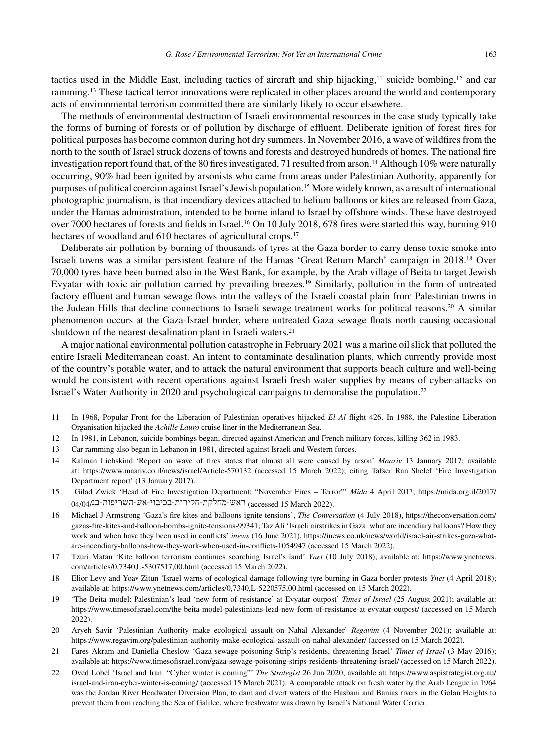tactics used in the Middle East, including tactics of aircraft and ship hijacking,[11] suicide bombing,[12] and car ramming.[13] These tactical terror innovations were replicated in other places around the world and contemporary acts of environmental terrorism committed there are similarly likely to occur elsewhere.

The methods of environmental destruction of Israeli environmental resources in the case study typically take the forms of burning of forests or of pollution by discharge of effluent. Deliberate ignition of forest fires for political purposes has become common during hot dry summers. In November 2016, a wave of wildfires from the north to the south of Israel struck dozens of towns and forests and destroyed hundreds of homes. The national fire investigation report found that, of the 80 fires investigated, 71 resulted from arson.[14] Although 10% were naturally occurring, 90% had been ignited by arsonists who came from areas under Palestinian Authority, apparently for purposes of political coercion against Israel's Jewish population.[15] More widely known, as a result of international photographic journalism, is that incendiary devices attached to helium balloons or kites are released from Gaza, under the Hamas administration, intended to be borne inland to Israel by offshore winds. These have destroyed over 7000 hectares of forests and fields in Israel.[16] On 10 July 2018, 678 fires were started this way, burning 910 hectares of woodland and 610 hectares of agricultural crops.[17]

Deliberate air pollution by burning of thousands of tyres at the Gaza border to carry dense toxic smoke into Israeli towns was a similar persistent feature of the Hamas 'Great Return March' campaign in 2018.[18] Over 70,000 tyres have been burned also in the West Bank, for example, by the Arab village of Beita to target Jewish Evyatar with toxic air pollution carried by prevailing breezes.[19] Similarly, pollution in the form of untreated factory effluent and human sewage flows into the valleys of the Israeli coastal plain from Palestinian towns in the Judean Hills that decline connections to Israeli sewage treatment works for political reasons.[20] A similar phenomenon occurs at the Gaza-Israel border, where untreated Gaza sewage floats north causing occasional shutdown of the nearest desalination plant in Israeli waters.[21]

A major national environmental pollution catastrophe in February 2021 was a marine oil slick that polluted the entire Israeli Mediterranean coast. An intent to contaminate desalination plants, which currently provide most of the country's potable water, and to attack the natural environment that supports beach culture and well-being would be consistent with recent operations against Israeli fresh water supplies by means of cyber-attacks on Israel's Water Authority in 2020 and psychological campaigns to demoralise the population.[22]

11 In 1968, Popular Front for the Liberation of Palestinian operatives hijacked *El Al* flight 426. In 1988, the Palestine Liberation Organisation hijacked the *Achille Lauro* cruise liner in the Mediterranean Sea.

12 In 1981, in Lebanon, suicide bombings began, directed against American and French military forces, killing 362 in 1983.

13 Car ramming also began in Lebanon in 1981, directed against Israeli and Western forces.

14 Kalman Liebskind 'Report on wave of fires states that almost all were caused by arson' *Maariv* 13 January 2017; available at: https://www.maariv.co.il/news/israel/Article-570132 (accessed 15 March 2022); citing Tafser Ran Shelef 'Fire Investigation Department report' (13 January 2017).

15 Gilad Zwick 'Head of Fire Investigation Department: "November Fires – Terror"' *Mida* 4 April 2017; https://mida.org.il/2017/04/04/ראש-מחלקת-חקירות-בכיבוי-אש-השריפות-בנ (accessed 15 March 2022).

16 Michael J Armstrong 'Gaza's fire kites and balloons ignite tensions', *The Conversation* (4 July 2018), https://theconversation.com/gazas-fire-kites-and-balloon-bombs-ignite-tensions-99341; Taz Ali 'Israeli airstrikes in Gaza: what are incendiary balloons? How they work and when have they been used in conflicts' *inews* (16 June 2021), https://inews.co.uk/news/world/israel-air-strikes-gaza-what-are-incendiary-balloons-how-they-work-when-used-in-conflicts-1054947 (accessed 15 March 2022).

17 Tzuri Matan 'Kite balloon terrorism continues scorching Israel's land' *Ynet* (10 July 2018); available at: https://www.ynetnews.com/articles/0,7340,L-5307517,00.html (accessed 15 March 2022).

18 Elior Levy and Yoav Zitun 'Israel warns of ecological damage following tyre burning in Gaza border protests *Ynet* (4 April 2018); available at: https://www.ynetnews.com/articles/0,7340,L-5220575,00.html (accessed 15 March 2022).

19 'The Beita model: Palestinian's lead 'new form of resistance' at Evyatar outpost' *Times of Israel* (25 August 2021); available at: https://www.timesofisrael.com/the-beita-model-palestinians-lead-new-form-of-resistance-at-evyatar-outpost/ (accessed on 15 March 2022).

20 Aryeh Savir 'Palestinian Authority make ecological assault on Nahal Alexander' *Regavim* (4 November 2021); available at: https://www.regavim.org/palestinian-authority-make-ecological-assault-on-nahal-alexander/ (accessed on 15 March 2022).

21 Fares Akram and Daniella Cheslow 'Gaza sewage poisoning Strip's residents, threatening Israel' *Times of Israel* (3 May 2016); available at: https://www.timesofisrael.com/gaza-sewage-poisoning-strips-residents-threatening-israel/ (accessed on 15 March 2022).

22 Oved Lobel 'Israel and Iran: "Cyber winter is coming"' *The Strategist* 26 Jun 2020; available at: https://www.aspistrategist.org.au/israel-and-iran-cyber-winter-is-coming/ (accessed 15 March 2021). A comparable attack on fresh water by the Arab League in 1964 was the Jordan River Headwater Diversion Plan, to dam and divert waters of the Hasbani and Banias rivers in the Golan Heights to prevent them from reaching the Sea of Galilee, where freshwater was drawn by Israel's National Water Carrier.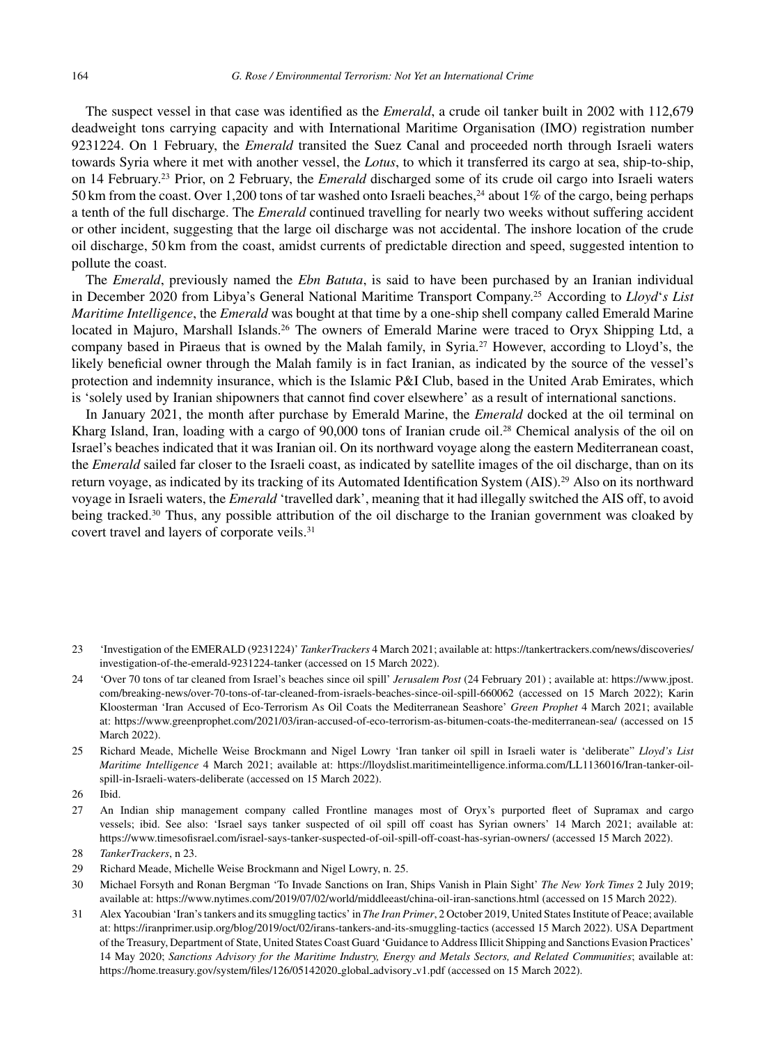The suspect vessel in that case was identified as the *Emerald*, a crude oil tanker built in 2002 with 112,679 deadweight tons carrying capacity and with International Maritime Organisation (IMO) registration number 9231224. On 1 February, the *Emerald* transited the Suez Canal and proceeded north through Israeli waters towards Syria where it met with another vessel, the *Lotus*, to which it transferred its cargo at sea, ship-to-ship, on 14 February.[23] Prior, on 2 February, the *Emerald* discharged some of its crude oil cargo into Israeli waters 50 km from the coast. Over 1,200 tons of tar washed onto Israeli beaches,[24] about 1% of the cargo, being perhaps a tenth of the full discharge. The *Emerald* continued travelling for nearly two weeks without suffering accident or other incident, suggesting that the large oil discharge was not accidental. The inshore location of the crude oil discharge, 50 km from the coast, amidst currents of predictable direction and speed, suggested intention to pollute the coast.

The *Emerald*, previously named the *Ebn Batuta*, is said to have been purchased by an Iranian individual in December 2020 from Libya's General National Maritime Transport Company.[25] According to *Lloyd's List Maritime Intelligence*, the *Emerald* was bought at that time by a one-ship shell company called Emerald Marine located in Majuro, Marshall Islands.[26] The owners of Emerald Marine were traced to Oryx Shipping Ltd, a company based in Piraeus that is owned by the Malah family, in Syria.[27] However, according to Lloyd's, the likely beneficial owner through the Malah family is in fact Iranian, as indicated by the source of the vessel's protection and indemnity insurance, which is the Islamic P&I Club, based in the United Arab Emirates, which is 'solely used by Iranian shipowners that cannot find cover elsewhere' as a result of international sanctions.

In January 2021, the month after purchase by Emerald Marine, the *Emerald* docked at the oil terminal on Kharg Island, Iran, loading with a cargo of 90,000 tons of Iranian crude oil.[28] Chemical analysis of the oil on Israel's beaches indicated that it was Iranian oil. On its northward voyage along the eastern Mediterranean coast, the *Emerald* sailed far closer to the Israeli coast, as indicated by satellite images of the oil discharge, than on its return voyage, as indicated by its tracking of its Automated Identification System (AIS).[29] Also on its northward voyage in Israeli waters, the *Emerald* 'travelled dark', meaning that it had illegally switched the AIS off, to avoid being tracked.[30] Thus, any possible attribution of the oil discharge to the Iranian government was cloaked by covert travel and layers of corporate veils.[31]

---

23 'Investigation of the EMERALD (9231224)' *TankerTrackers* 4 March 2021; available at: https://tankertrackers.com/news/discoveries/investigation-of-the-emerald-9231224-tanker (accessed on 15 March 2022).

24 'Over 70 tons of tar cleaned from Israel's beaches since oil spill' *Jerusalem Post* (24 February 201) ; available at: https://www.jpost.com/breaking-news/over-70-tons-of-tar-cleaned-from-israels-beaches-since-oil-spill-660062 (accessed on 15 March 2022); Karin Kloosterman 'Iran Accused of Eco-Terrorism As Oil Coats the Mediterranean Seashore' *Green Prophet* 4 March 2021; available at: https://www.greenprophet.com/2021/03/iran-accused-of-eco-terrorism-as-bitumen-coats-the-mediterranean-sea/ (accessed on 15 March 2022).

25 Richard Meade, Michelle Weise Brockmann and Nigel Lowry 'Iran tanker oil spill in Israeli water is 'deliberate'' *Lloyd's List Maritime Intelligence* 4 March 2021; available at: https://lloydslist.maritimeintelligence.informa.com/LL1136016/Iran-tanker-oil-spill-in-Israeli-waters-deliberate (accessed on 15 March 2022).

26 Ibid.

27 An Indian ship management company called Frontline manages most of Oryx's purported fleet of Supramax and cargo vessels; ibid. See also: 'Israel says tanker suspected of oil spill off coast has Syrian owners' 14 March 2021; available at: https://www.timesofisrael.com/israel-says-tanker-suspected-of-oil-spill-off-coast-has-syrian-owners/ (accessed 15 March 2022).

28 *TankerTrackers*, n 23.

29 Richard Meade, Michelle Weise Brockmann and Nigel Lowry, n. 25.

30 Michael Forsyth and Ronan Bergman 'To Invade Sanctions on Iran, Ships Vanish in Plain Sight' *The New York Times* 2 July 2019; available at: https://www.nytimes.com/2019/07/02/world/middleeast/china-oil-iran-sanctions.html (accessed on 15 March 2022).

31 Alex Yacoubian 'Iran's tankers and its smuggling tactics' in *The Iran Primer*, 2 October 2019, United States Institute of Peace; available at: https://iranprimer.usip.org/blog/2019/oct/02/irans-tankers-and-its-smuggling-tactics (accessed 15 March 2022). USA Department of the Treasury, Department of State, United States Coast Guard 'Guidance to Address Illicit Shipping and Sanctions Evasion Practices' 14 May 2020; *Sanctions Advisory for the Maritime Industry, Energy and Metals Sectors, and Related Communities*; available at: https://home.treasury.gov/system/files/126/05142020_global_advisory_v1.pdf (accessed on 15 March 2022).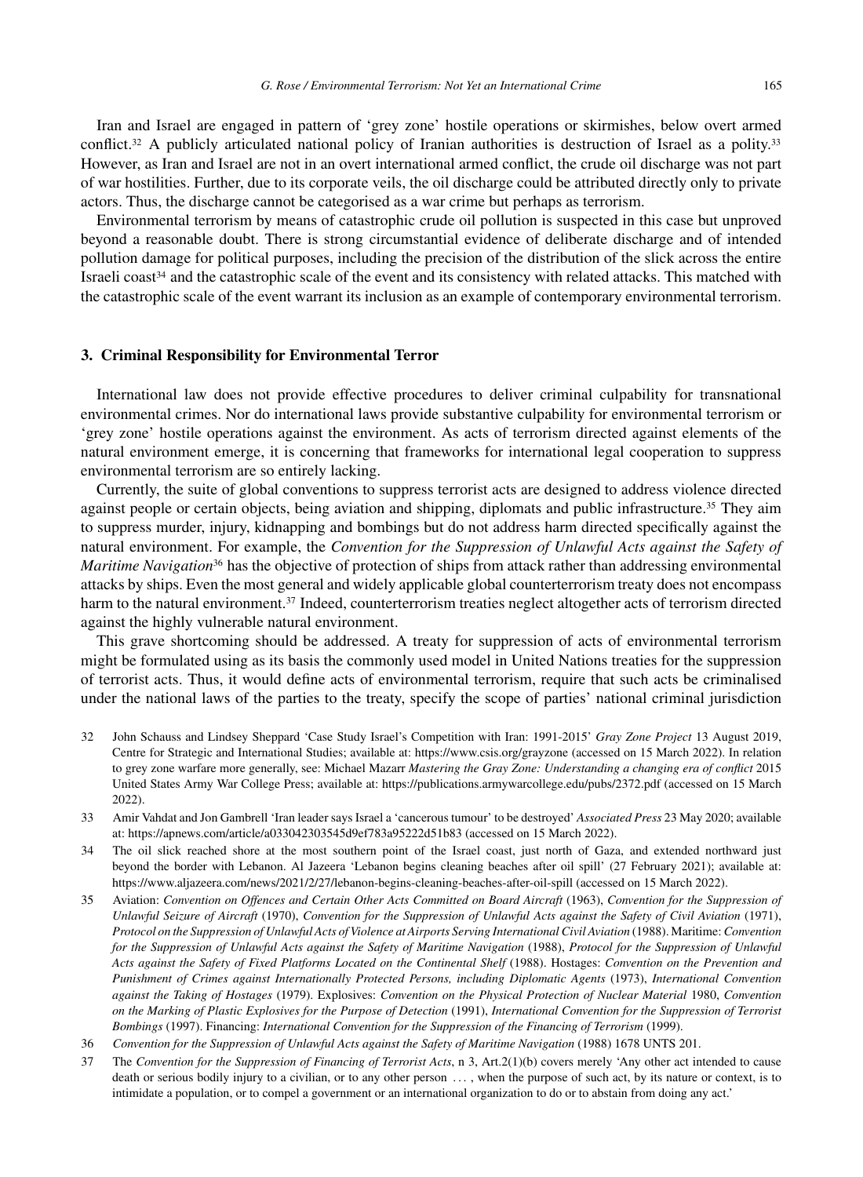Iran and Israel are engaged in pattern of 'grey zone' hostile operations or skirmishes, below overt armed conflict.[32] A publicly articulated national policy of Iranian authorities is destruction of Israel as a polity.[33] However, as Iran and Israel are not in an overt international armed conflict, the crude oil discharge was not part of war hostilities. Further, due to its corporate veils, the oil discharge could be attributed directly only to private actors. Thus, the discharge cannot be categorised as a war crime but perhaps as terrorism.

Environmental terrorism by means of catastrophic crude oil pollution is suspected in this case but unproved beyond a reasonable doubt. There is strong circumstantial evidence of deliberate discharge and of intended pollution damage for political purposes, including the precision of the distribution of the slick across the entire Israeli coast[34] and the catastrophic scale of the event and its consistency with related attacks. This matched with the catastrophic scale of the event warrant its inclusion as an example of contemporary environmental terrorism.

## 3. Criminal Responsibility for Environmental Terror

International law does not provide effective procedures to deliver criminal culpability for transnational environmental crimes. Nor do international laws provide substantive culpability for environmental terrorism or 'grey zone' hostile operations against the environment. As acts of terrorism directed against elements of the natural environment emerge, it is concerning that frameworks for international legal cooperation to suppress environmental terrorism are so entirely lacking.

Currently, the suite of global conventions to suppress terrorist acts are designed to address violence directed against people or certain objects, being aviation and shipping, diplomats and public infrastructure.[35] They aim to suppress murder, injury, kidnapping and bombings but do not address harm directed specifically against the natural environment. For example, the *Convention for the Suppression of Unlawful Acts against the Safety of Maritime Navigation*[36] has the objective of protection of ships from attack rather than addressing environmental attacks by ships. Even the most general and widely applicable global counterterrorism treaty does not encompass harm to the natural environment.[37] Indeed, counterterrorism treaties neglect altogether acts of terrorism directed against the highly vulnerable natural environment.

This grave shortcoming should be addressed. A treaty for suppression of acts of environmental terrorism might be formulated using as its basis the commonly used model in United Nations treaties for the suppression of terrorist acts. Thus, it would define acts of environmental terrorism, require that such acts be criminalised under the national laws of the parties to the treaty, specify the scope of parties' national criminal jurisdiction

---

32 John Schauss and Lindsey Sheppard 'Case Study Israel's Competition with Iran: 1991-2015' *Gray Zone Project* 13 August 2019, Centre for Strategic and International Studies; available at: https://www.csis.org/grayzone (accessed on 15 March 2022). In relation to grey zone warfare more generally, see: Michael Mazarr *Mastering the Gray Zone: Understanding a changing era of conflict* 2015 United States Army War College Press; available at: https://publications.armywarcollege.edu/pubs/2372.pdf (accessed on 15 March 2022).

33 Amir Vahdat and Jon Gambrell 'Iran leader says Israel a 'cancerous tumour' to be destroyed' *Associated Press* 23 May 2020; available at: https://apnews.com/article/a033042303545d9ef783a95222d51b83 (accessed on 15 March 2022).

34 The oil slick reached shore at the most southern point of the Israel coast, just north of Gaza, and extended northward just beyond the border with Lebanon. Al Jazeera 'Lebanon begins cleaning beaches after oil spill' (27 February 2021); available at: https://www.aljazeera.com/news/2021/2/27/lebanon-begins-cleaning-beaches-after-oil-spill (accessed on 15 March 2022).

35 Aviation: *Convention on Offences and Certain Other Acts Committed on Board Aircraft* (1963), *Convention for the Suppression of Unlawful Seizure of Aircraft* (1970), *Convention for the Suppression of Unlawful Acts against the Safety of Civil Aviation* (1971), *Protocol on the Suppression of Unlawful Acts of Violence at Airports Serving International Civil Aviation* (1988). Maritime: *Convention for the Suppression of Unlawful Acts against the Safety of Maritime Navigation* (1988), *Protocol for the Suppression of Unlawful Acts against the Safety of Fixed Platforms Located on the Continental Shelf* (1988). Hostages: *Convention on the Prevention and Punishment of Crimes against Internationally Protected Persons, including Diplomatic Agents* (1973), *International Convention against the Taking of Hostages* (1979). Explosives: *Convention on the Physical Protection of Nuclear Material* 1980, *Convention on the Marking of Plastic Explosives for the Purpose of Detection* (1991), *International Convention for the Suppression of Terrorist Bombings* (1997). Financing: *International Convention for the Suppression of the Financing of Terrorism* (1999).

36 *Convention for the Suppression of Unlawful Acts against the Safety of Maritime Navigation* (1988) 1678 UNTS 201.

37 The *Convention for the Suppression of Financing of Terrorist Acts*, n 3, Art.2(1)(b) covers merely 'Any other act intended to cause death or serious bodily injury to a civilian, or to any other person . . . , when the purpose of such act, by its nature or context, is to intimidate a population, or to compel a government or an international organization to do or to abstain from doing any act.'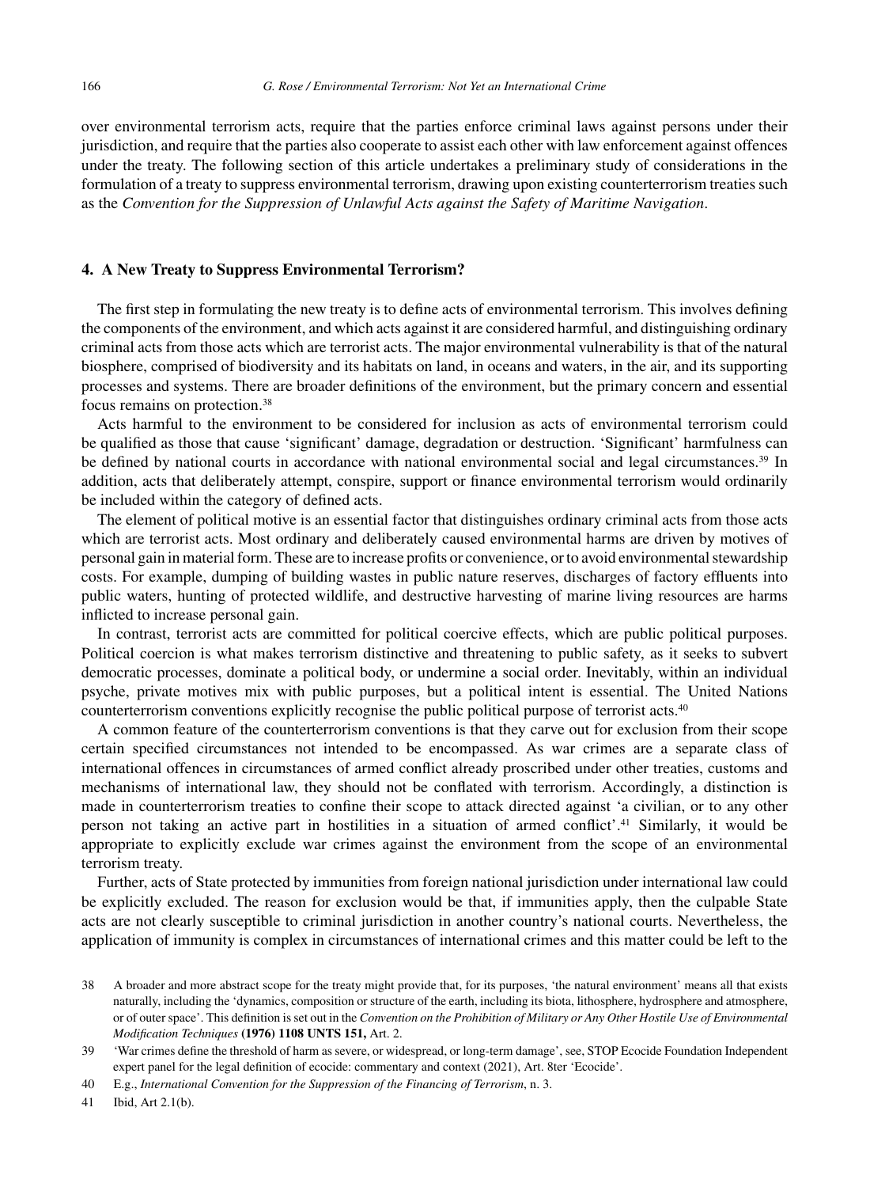over environmental terrorism acts, require that the parties enforce criminal laws against persons under their jurisdiction, and require that the parties also cooperate to assist each other with law enforcement against offences under the treaty. The following section of this article undertakes a preliminary study of considerations in the formulation of a treaty to suppress environmental terrorism, drawing upon existing counterterrorism treaties such as the *Convention for the Suppression of Unlawful Acts against the Safety of Maritime Navigation*.

## 4. A New Treaty to Suppress Environmental Terrorism?

The first step in formulating the new treaty is to define acts of environmental terrorism. This involves defining the components of the environment, and which acts against it are considered harmful, and distinguishing ordinary criminal acts from those acts which are terrorist acts. The major environmental vulnerability is that of the natural biosphere, comprised of biodiversity and its habitats on land, in oceans and waters, in the air, and its supporting processes and systems. There are broader definitions of the environment, but the primary concern and essential focus remains on protection.[38]

Acts harmful to the environment to be considered for inclusion as acts of environmental terrorism could be qualified as those that cause 'significant' damage, degradation or destruction. 'Significant' harmfulness can be defined by national courts in accordance with national environmental social and legal circumstances.[39] In addition, acts that deliberately attempt, conspire, support or finance environmental terrorism would ordinarily be included within the category of defined acts.

The element of political motive is an essential factor that distinguishes ordinary criminal acts from those acts which are terrorist acts. Most ordinary and deliberately caused environmental harms are driven by motives of personal gain in material form. These are to increase profits or convenience, or to avoid environmental stewardship costs. For example, dumping of building wastes in public nature reserves, discharges of factory effluents into public waters, hunting of protected wildlife, and destructive harvesting of marine living resources are harms inflicted to increase personal gain.

In contrast, terrorist acts are committed for political coercive effects, which are public political purposes. Political coercion is what makes terrorism distinctive and threatening to public safety, as it seeks to subvert democratic processes, dominate a political body, or undermine a social order. Inevitably, within an individual psyche, private motives mix with public purposes, but a political intent is essential. The United Nations counterterrorism conventions explicitly recognise the public political purpose of terrorist acts.[40]

A common feature of the counterterrorism conventions is that they carve out for exclusion from their scope certain specified circumstances not intended to be encompassed. As war crimes are a separate class of international offences in circumstances of armed conflict already proscribed under other treaties, customs and mechanisms of international law, they should not be conflated with terrorism. Accordingly, a distinction is made in counterterrorism treaties to confine their scope to attack directed against 'a civilian, or to any other person not taking an active part in hostilities in a situation of armed conflict'.[41] Similarly, it would be appropriate to explicitly exclude war crimes against the environment from the scope of an environmental terrorism treaty.

Further, acts of State protected by immunities from foreign national jurisdiction under international law could be explicitly excluded. The reason for exclusion would be that, if immunities apply, then the culpable State acts are not clearly susceptible to criminal jurisdiction in another country's national courts. Nevertheless, the application of immunity is complex in circumstances of international crimes and this matter could be left to the

38 A broader and more abstract scope for the treaty might provide that, for its purposes, 'the natural environment' means all that exists naturally, including the 'dynamics, composition or structure of the earth, including its biota, lithosphere, hydrosphere and atmosphere, or of outer space'. This definition is set out in the *Convention on the Prohibition of Military or Any Other Hostile Use of Environmental Modification Techniques* **(1976) 1108 UNTS 151,** Art. 2.

39 'War crimes define the threshold of harm as severe, or widespread, or long-term damage', see, STOP Ecocide Foundation Independent expert panel for the legal definition of ecocide: commentary and context (2021), Art. 8ter 'Ecocide'.

40 E.g., *International Convention for the Suppression of the Financing of Terrorism*, n. 3.

41 Ibid, Art 2.1(b).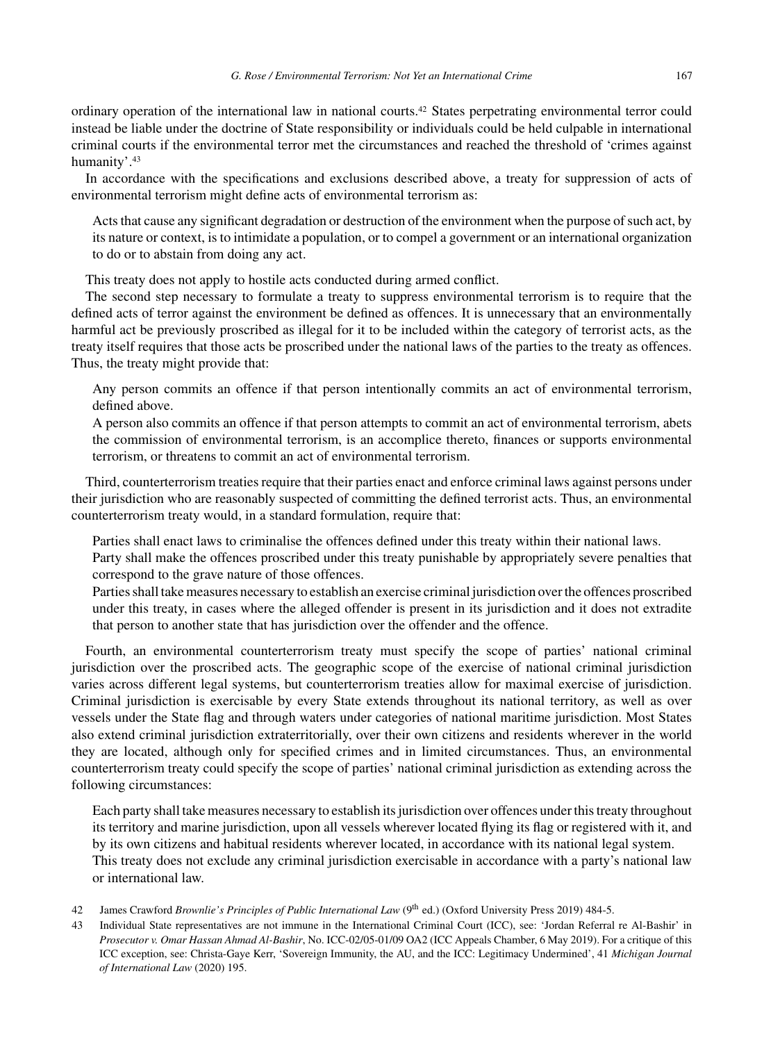ordinary operation of the international law in national courts.[42] States perpetrating environmental terror could instead be liable under the doctrine of State responsibility or individuals could be held culpable in international criminal courts if the environmental terror met the circumstances and reached the threshold of 'crimes against humanity'.[43]

In accordance with the specifications and exclusions described above, a treaty for suppression of acts of environmental terrorism might define acts of environmental terrorism as:

> Acts that cause any significant degradation or destruction of the environment when the purpose of such act, by its nature or context, is to intimidate a population, or to compel a government or an international organization to do or to abstain from doing any act.

This treaty does not apply to hostile acts conducted during armed conflict.

The second step necessary to formulate a treaty to suppress environmental terrorism is to require that the defined acts of terror against the environment be defined as offences. It is unnecessary that an environmentally harmful act be previously proscribed as illegal for it to be included within the category of terrorist acts, as the treaty itself requires that those acts be proscribed under the national laws of the parties to the treaty as offences. Thus, the treaty might provide that:

> Any person commits an offence if that person intentionally commits an act of environmental terrorism, defined above.
>
> A person also commits an offence if that person attempts to commit an act of environmental terrorism, abets the commission of environmental terrorism, is an accomplice thereto, finances or supports environmental terrorism, or threatens to commit an act of environmental terrorism.

Third, counterterrorism treaties require that their parties enact and enforce criminal laws against persons under their jurisdiction who are reasonably suspected of committing the defined terrorist acts. Thus, an environmental counterterrorism treaty would, in a standard formulation, require that:

> Parties shall enact laws to criminalise the offences defined under this treaty within their national laws.
>
> Party shall make the offences proscribed under this treaty punishable by appropriately severe penalties that correspond to the grave nature of those offences.
>
> Parties shall take measures necessary to establish an exercise criminal jurisdiction over the offences proscribed under this treaty, in cases where the alleged offender is present in its jurisdiction and it does not extradite that person to another state that has jurisdiction over the offender and the offence.

Fourth, an environmental counterterrorism treaty must specify the scope of parties' national criminal jurisdiction over the proscribed acts. The geographic scope of the exercise of national criminal jurisdiction varies across different legal systems, but counterterrorism treaties allow for maximal exercise of jurisdiction. Criminal jurisdiction is exercisable by every State extends throughout its national territory, as well as over vessels under the State flag and through waters under categories of national maritime jurisdiction. Most States also extend criminal jurisdiction extraterritorially, over their own citizens and residents wherever in the world they are located, although only for specified crimes and in limited circumstances. Thus, an environmental counterterrorism treaty could specify the scope of parties' national criminal jurisdiction as extending across the following circumstances:

> Each party shall take measures necessary to establish its jurisdiction over offences under this treaty throughout its territory and marine jurisdiction, upon all vessels wherever located flying its flag or registered with it, and by its own citizens and habitual residents wherever located, in accordance with its national legal system.
>
> This treaty does not exclude any criminal jurisdiction exercisable in accordance with a party's national law or international law.

---

42 James Crawford *Brownlie's Principles of Public International Law* (9th ed.) (Oxford University Press 2019) 484-5.

43 Individual State representatives are not immune in the International Criminal Court (ICC), see: 'Jordan Referral re Al-Bashir' in *Prosecutor v. Omar Hassan Ahmad Al-Bashir*, No. ICC-02/05-01/09 OA2 (ICC Appeals Chamber, 6 May 2019). For a critique of this ICC exception, see: Christa-Gaye Kerr, 'Sovereign Immunity, the AU, and the ICC: Legitimacy Undermined', 41 *Michigan Journal of International Law* (2020) 195.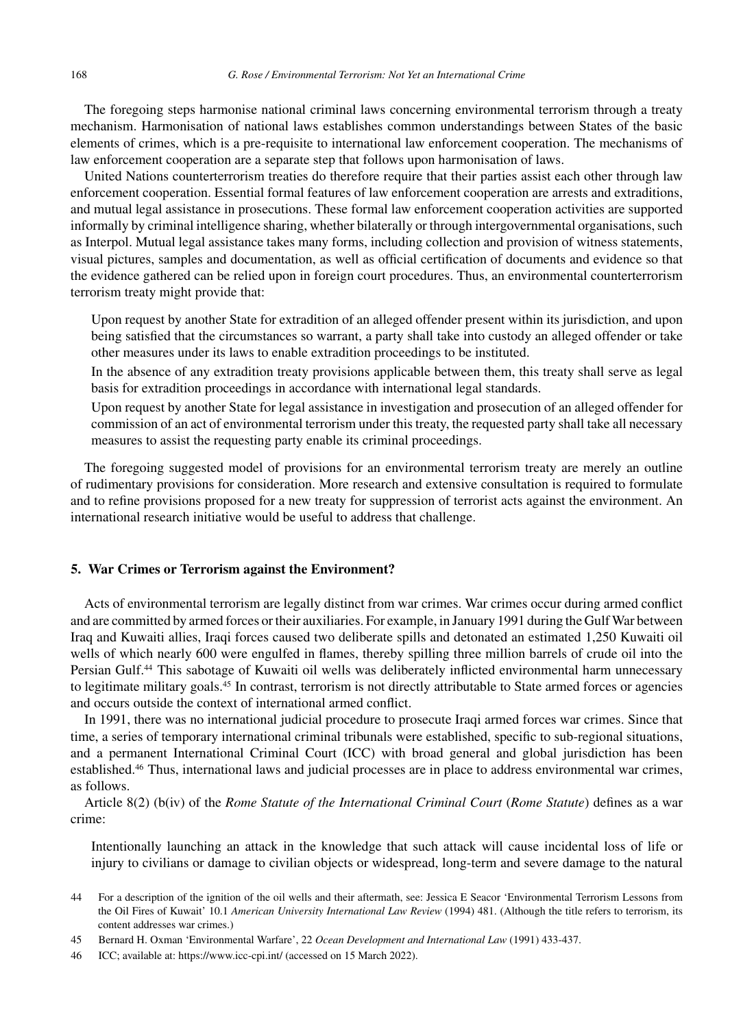The foregoing steps harmonise national criminal laws concerning environmental terrorism through a treaty mechanism. Harmonisation of national laws establishes common understandings between States of the basic elements of crimes, which is a pre-requisite to international law enforcement cooperation. The mechanisms of law enforcement cooperation are a separate step that follows upon harmonisation of laws.

United Nations counterterrorism treaties do therefore require that their parties assist each other through law enforcement cooperation. Essential formal features of law enforcement cooperation are arrests and extraditions, and mutual legal assistance in prosecutions. These formal law enforcement cooperation activities are supported informally by criminal intelligence sharing, whether bilaterally or through intergovernmental organisations, such as Interpol. Mutual legal assistance takes many forms, including collection and provision of witness statements, visual pictures, samples and documentation, as well as official certification of documents and evidence so that the evidence gathered can be relied upon in foreign court procedures. Thus, an environmental counterterrorism terrorism treaty might provide that:

> Upon request by another State for extradition of an alleged offender present within its jurisdiction, and upon being satisfied that the circumstances so warrant, a party shall take into custody an alleged offender or take other measures under its laws to enable extradition proceedings to be instituted.
>
> In the absence of any extradition treaty provisions applicable between them, this treaty shall serve as legal basis for extradition proceedings in accordance with international legal standards.
>
> Upon request by another State for legal assistance in investigation and prosecution of an alleged offender for commission of an act of environmental terrorism under this treaty, the requested party shall take all necessary measures to assist the requesting party enable its criminal proceedings.

The foregoing suggested model of provisions for an environmental terrorism treaty are merely an outline of rudimentary provisions for consideration. More research and extensive consultation is required to formulate and to refine provisions proposed for a new treaty for suppression of terrorist acts against the environment. An international research initiative would be useful to address that challenge.

## 5. War Crimes or Terrorism against the Environment?

Acts of environmental terrorism are legally distinct from war crimes. War crimes occur during armed conflict and are committed by armed forces or their auxiliaries. For example, in January 1991 during the Gulf War between Iraq and Kuwaiti allies, Iraqi forces caused two deliberate spills and detonated an estimated 1,250 Kuwaiti oil wells of which nearly 600 were engulfed in flames, thereby spilling three million barrels of crude oil into the Persian Gulf.[44] This sabotage of Kuwaiti oil wells was deliberately inflicted environmental harm unnecessary to legitimate military goals.[45] In contrast, terrorism is not directly attributable to State armed forces or agencies and occurs outside the context of international armed conflict.

In 1991, there was no international judicial procedure to prosecute Iraqi armed forces war crimes. Since that time, a series of temporary international criminal tribunals were established, specific to sub-regional situations, and a permanent International Criminal Court (ICC) with broad general and global jurisdiction has been established.[46] Thus, international laws and judicial processes are in place to address environmental war crimes, as follows.

Article 8(2) (b(iv) of the *Rome Statute of the International Criminal Court* (*Rome Statute*) defines as a war crime:

> Intentionally launching an attack in the knowledge that such attack will cause incidental loss of life or injury to civilians or damage to civilian objects or widespread, long-term and severe damage to the natural

---

44 For a description of the ignition of the oil wells and their aftermath, see: Jessica E Seacor 'Environmental Terrorism Lessons from the Oil Fires of Kuwait' 10.1 *American University International Law Review* (1994) 481. (Although the title refers to terrorism, its content addresses war crimes.)

45 Bernard H. Oxman 'Environmental Warfare', 22 *Ocean Development and International Law* (1991) 433-437.

46 ICC; available at: https://www.icc-cpi.int/ (accessed on 15 March 2022).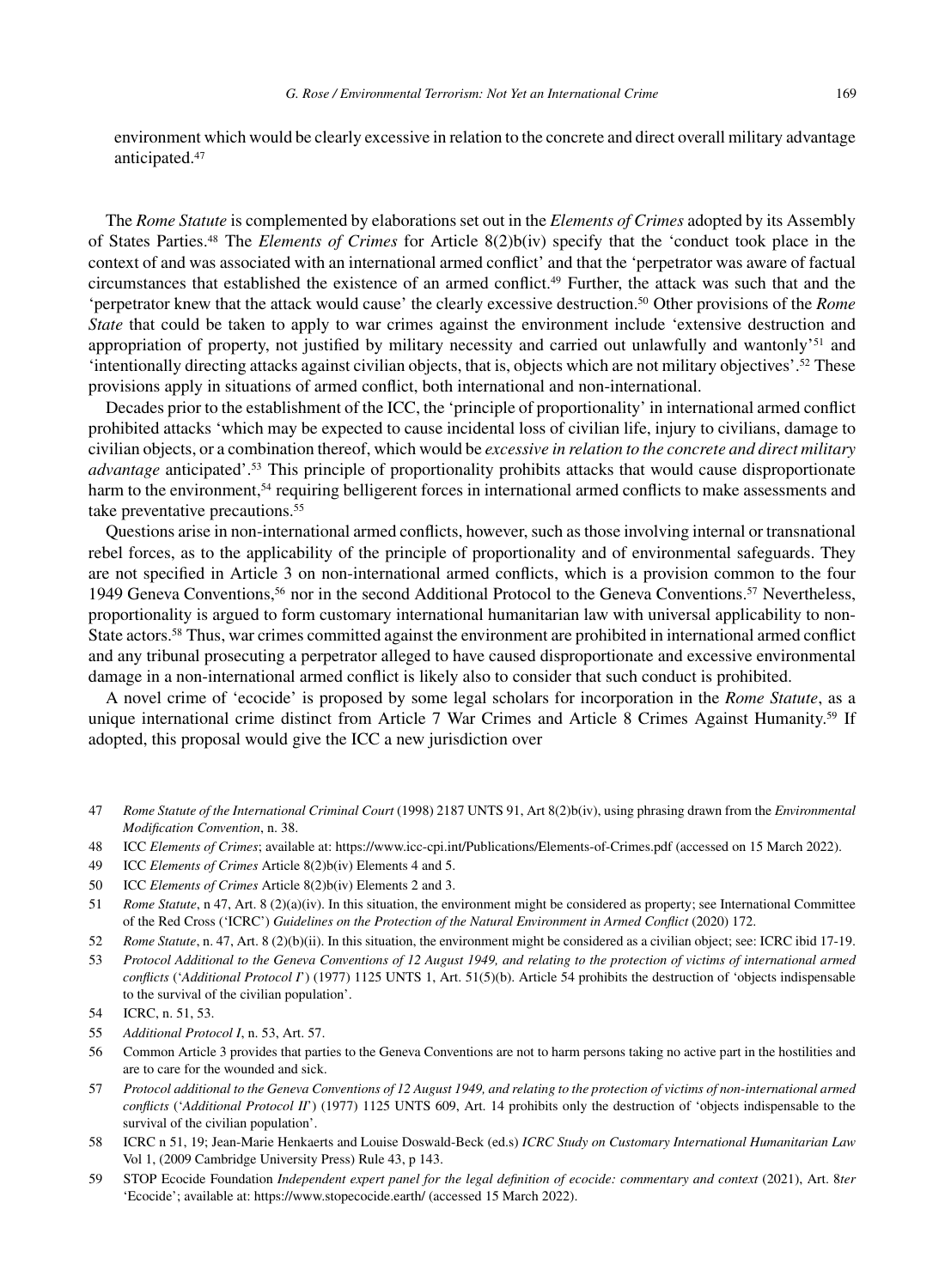environment which would be clearly excessive in relation to the concrete and direct overall military advantage anticipated.[47]

The *Rome Statute* is complemented by elaborations set out in the *Elements of Crimes* adopted by its Assembly of States Parties.[48] The *Elements of Crimes* for Article 8(2)b(iv) specify that the 'conduct took place in the context of and was associated with an international armed conflict' and that the 'perpetrator was aware of factual circumstances that established the existence of an armed conflict.[49] Further, the attack was such that and the 'perpetrator knew that the attack would cause' the clearly excessive destruction.[50] Other provisions of the *Rome State* that could be taken to apply to war crimes against the environment include 'extensive destruction and appropriation of property, not justified by military necessity and carried out unlawfully and wantonly'[51] and 'intentionally directing attacks against civilian objects, that is, objects which are not military objectives'.[52] These provisions apply in situations of armed conflict, both international and non-international.

Decades prior to the establishment of the ICC, the 'principle of proportionality' in international armed conflict prohibited attacks 'which may be expected to cause incidental loss of civilian life, injury to civilians, damage to civilian objects, or a combination thereof, which would be *excessive in relation to the concrete and direct military advantage* anticipated'.[53] This principle of proportionality prohibits attacks that would cause disproportionate harm to the environment,[54] requiring belligerent forces in international armed conflicts to make assessments and take preventative precautions.[55]

Questions arise in non-international armed conflicts, however, such as those involving internal or transnational rebel forces, as to the applicability of the principle of proportionality and of environmental safeguards. They are not specified in Article 3 on non-international armed conflicts, which is a provision common to the four 1949 Geneva Conventions,[56] nor in the second Additional Protocol to the Geneva Conventions.[57] Nevertheless, proportionality is argued to form customary international humanitarian law with universal applicability to non-State actors.[58] Thus, war crimes committed against the environment are prohibited in international armed conflict and any tribunal prosecuting a perpetrator alleged to have caused disproportionate and excessive environmental damage in a non-international armed conflict is likely also to consider that such conduct is prohibited.

A novel crime of 'ecocide' is proposed by some legal scholars for incorporation in the *Rome Statute*, as a unique international crime distinct from Article 7 War Crimes and Article 8 Crimes Against Humanity.[59] If adopted, this proposal would give the ICC a new jurisdiction over

---

47 *Rome Statute of the International Criminal Court* (1998) 2187 UNTS 91, Art 8(2)b(iv), using phrasing drawn from the *Environmental Modification Convention*, n. 38.

48 ICC *Elements of Crimes*; available at: https://www.icc-cpi.int/Publications/Elements-of-Crimes.pdf (accessed on 15 March 2022).

49 ICC *Elements of Crimes* Article 8(2)b(iv) Elements 4 and 5.

50 ICC *Elements of Crimes* Article 8(2)b(iv) Elements 2 and 3.

51 *Rome Statute*, n 47, Art. 8 (2)(a)(iv). In this situation, the environment might be considered as property; see International Committee of the Red Cross ('ICRC') *Guidelines on the Protection of the Natural Environment in Armed Conflict* (2020) 172.

52 *Rome Statute*, n. 47, Art. 8 (2)(b)(ii). In this situation, the environment might be considered as a civilian object; see: ICRC ibid 17-19.

53 *Protocol Additional to the Geneva Conventions of 12 August 1949, and relating to the protection of victims of international armed conflicts* ('*Additional Protocol I*') (1977) 1125 UNTS 1, Art. 51(5)(b). Article 54 prohibits the destruction of 'objects indispensable to the survival of the civilian population'.

54 ICRC, n. 51, 53.

55 *Additional Protocol I*, n. 53, Art. 57.

56 Common Article 3 provides that parties to the Geneva Conventions are not to harm persons taking no active part in the hostilities and are to care for the wounded and sick.

57 *Protocol additional to the Geneva Conventions of 12 August 1949, and relating to the protection of victims of non-international armed conflicts* ('*Additional Protocol II*') (1977) 1125 UNTS 609, Art. 14 prohibits only the destruction of 'objects indispensable to the survival of the civilian population'.

58 ICRC n 51, 19; Jean-Marie Henkaerts and Louise Doswald-Beck (ed.s) *ICRC Study on Customary International Humanitarian Law* Vol 1, (2009 Cambridge University Press) Rule 43, p 143.

59 STOP Ecocide Foundation *Independent expert panel for the legal definition of ecocide: commentary and context* (2021), Art. 8*ter* 'Ecocide'; available at: https://www.stopecocide.earth/ (accessed 15 March 2022).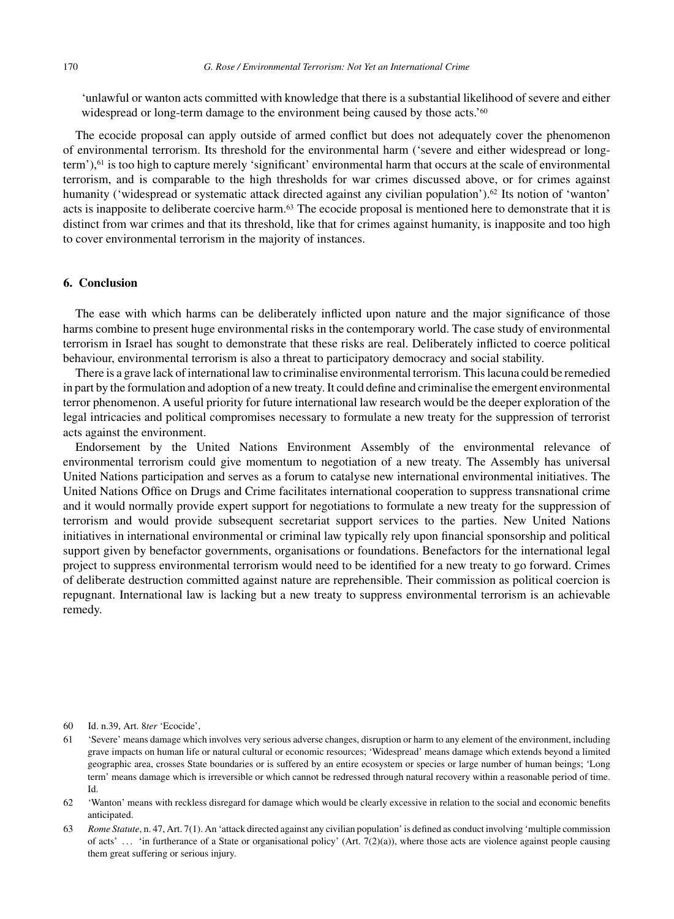'unlawful or wanton acts committed with knowledge that there is a substantial likelihood of severe and either widespread or long-term damage to the environment being caused by those acts.'[60]

The ecocide proposal can apply outside of armed conflict but does not adequately cover the phenomenon of environmental terrorism. Its threshold for the environmental harm ('severe and either widespread or long-term'),[61] is too high to capture merely 'significant' environmental harm that occurs at the scale of environmental terrorism, and is comparable to the high thresholds for war crimes discussed above, or for crimes against humanity ('widespread or systematic attack directed against any civilian population').[62] Its notion of 'wanton' acts is inapposite to deliberate coercive harm.[63] The ecocide proposal is mentioned here to demonstrate that it is distinct from war crimes and that its threshold, like that for crimes against humanity, is inapposite and too high to cover environmental terrorism in the majority of instances.

## 6. Conclusion

The ease with which harms can be deliberately inflicted upon nature and the major significance of those harms combine to present huge environmental risks in the contemporary world. The case study of environmental terrorism in Israel has sought to demonstrate that these risks are real. Deliberately inflicted to coerce political behaviour, environmental terrorism is also a threat to participatory democracy and social stability.

There is a grave lack of international law to criminalise environmental terrorism. This lacuna could be remedied in part by the formulation and adoption of a new treaty. It could define and criminalise the emergent environmental terror phenomenon. A useful priority for future international law research would be the deeper exploration of the legal intricacies and political compromises necessary to formulate a new treaty for the suppression of terrorist acts against the environment.

Endorsement by the United Nations Environment Assembly of the environmental relevance of environmental terrorism could give momentum to negotiation of a new treaty. The Assembly has universal United Nations participation and serves as a forum to catalyse new international environmental initiatives. The United Nations Office on Drugs and Crime facilitates international cooperation to suppress transnational crime and it would normally provide expert support for negotiations to formulate a new treaty for the suppression of terrorism and would provide subsequent secretariat support services to the parties. New United Nations initiatives in international environmental or criminal law typically rely upon financial sponsorship and political support given by benefactor governments, organisations or foundations. Benefactors for the international legal project to suppress environmental terrorism would need to be identified for a new treaty to go forward. Crimes of deliberate destruction committed against nature are reprehensible. Their commission as political coercion is repugnant. International law is lacking but a new treaty to suppress environmental terrorism is an achievable remedy.

---

60 Id. n.39, Art. 8*ter* 'Ecocide',

61 'Severe' means damage which involves very serious adverse changes, disruption or harm to any element of the environment, including grave impacts on human life or natural cultural or economic resources; 'Widespread' means damage which extends beyond a limited geographic area, crosses State boundaries or is suffered by an entire ecosystem or species or large number of human beings; 'Long term' means damage which is irreversible or which cannot be redressed through natural recovery within a reasonable period of time. Id.

62 'Wanton' means with reckless disregard for damage which would be clearly excessive in relation to the social and economic benefits anticipated.

63 *Rome Statute*, n. 47, Art. 7(1). An 'attack directed against any civilian population' is defined as conduct involving 'multiple commission of acts' ... 'in furtherance of a State or organisational policy' (Art. 7(2)(a)), where those acts are violence against people causing them great suffering or serious injury.